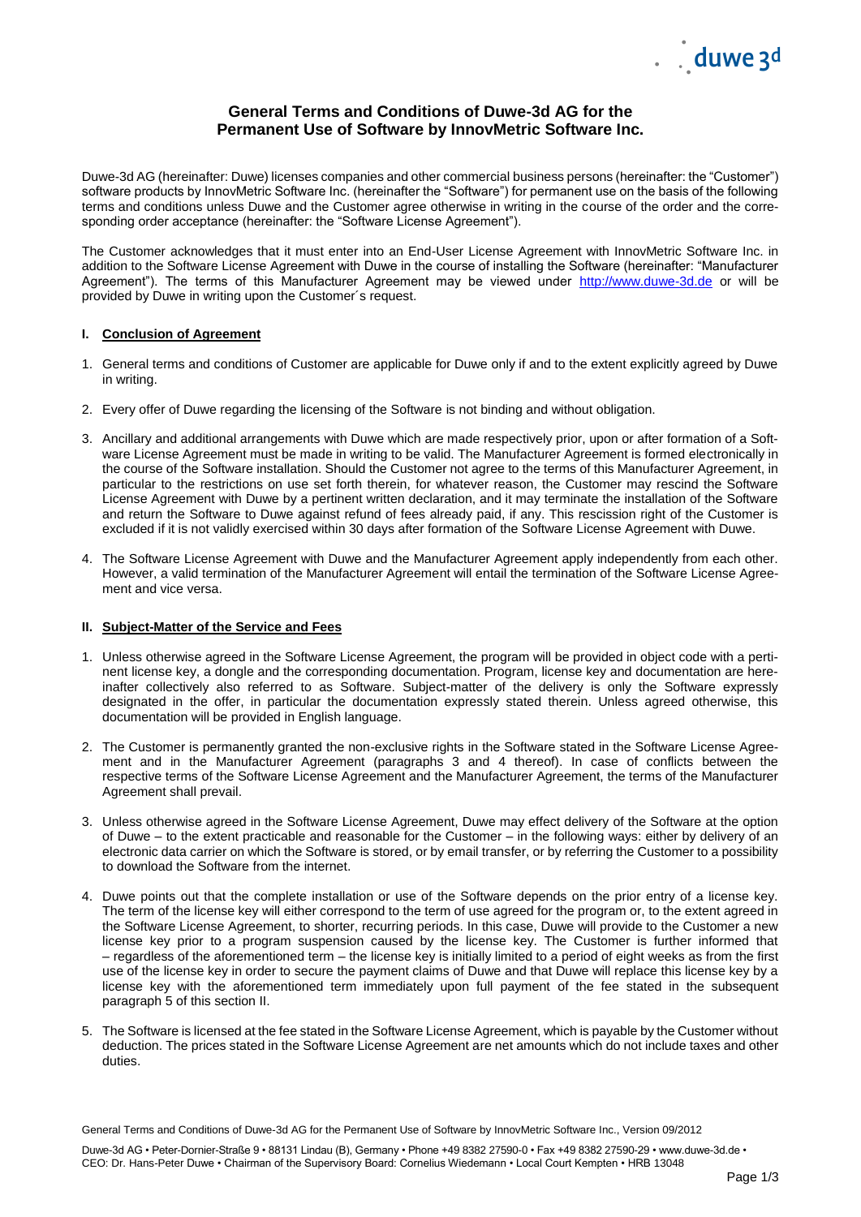# General Terms and Conditions of Duwe-3d AG for the Permanent Use of Software by InnovMetric Software Inc.

Duwe-3d AG (hereinafter: Duwe) licenses companies and other commercial business persons (hereinafter: the "Customer") software products by InnovMetric Software Inc. (hereinafter the "Software") for permanent use on the basis of the following terms and conditions unless Duwe and the Customer agree otherwise in writing in the course of the order and the corresponding order acceptance (hereinafter: the "Software License Agreement").

The Customer acknowledges that it must enter into an End-User License Agreement with InnovMetric Software Inc. in addition to the Software License Agreement with Duwe in the course of installing the Software (hereinafter: "Manufacturer Agreement"). The terms of this Manufacturer Agreement may be viewed under http://www.duwe-3d.de or will be provided by Duwe in writing upon the Customer´s request.

## I. Conclusion of Agreement

1. General terms and conditions of Customer are applicable for Duwe only if and to the extent explicitly agreed by Duwe in writing.
2. Every offer of Duwe regarding the licensing of the Software is not binding and without obligation.
3. Ancillary and additional arrangements with Duwe which are made respectively prior, upon or after formation of a Software License Agreement must be made in writing to be valid. The Manufacturer Agreement is formed electronically in the course of the Software installation. Should the Customer not agree to the terms of this Manufacturer Agreement, in particular to the restrictions on use set forth therein, for whatever reason, the Customer may rescind the Software License Agreement with Duwe by a pertinent written declaration, and it may terminate the installation of the Software and return the Software to Duwe against refund of fees already paid, if any. This rescission right of the Customer is excluded if it is not validly exercised within 30 days after formation of the Software License Agreement with Duwe.
4. The Software License Agreement with Duwe and the Manufacturer Agreement apply independently from each other. However, a valid termination of the Manufacturer Agreement will entail the termination of the Software License Agreement and vice versa.

## II. Subject-Matter of the Service and Fees

1. Unless otherwise agreed in the Software License Agreement, the program will be provided in object code with a pertinent license key, a dongle and the corresponding documentation. Program, license key and documentation are hereinafter collectively also referred to as Software. Subject-matter of the delivery is only the Software expressly designated in the offer, in particular the documentation expressly stated therein. Unless agreed otherwise, this documentation will be provided in English language.
2. The Customer is permanently granted the non-exclusive rights in the Software stated in the Software License Agreement and in the Manufacturer Agreement (paragraphs 3 and 4 thereof). In case of conflicts between the respective terms of the Software License Agreement and the Manufacturer Agreement, the terms of the Manufacturer Agreement shall prevail.
3. Unless otherwise agreed in the Software License Agreement, Duwe may effect delivery of the Software at the option of Duwe – to the extent practicable and reasonable for the Customer – in the following ways: either by delivery of an electronic data carrier on which the Software is stored, or by email transfer, or by referring the Customer to a possibility to download the Software from the internet.
4. Duwe points out that the complete installation or use of the Software depends on the prior entry of a license key. The term of the license key will either correspond to the term of use agreed for the program or, to the extent agreed in the Software License Agreement, to shorter, recurring periods. In this case, Duwe will provide to the Customer a new license key prior to a program suspension caused by the license key. The Customer is further informed that – regardless of the aforementioned term – the license key is initially limited to a period of eight weeks as from the first use of the license key in order to secure the payment claims of Duwe and that Duwe will replace this license key by a license key with the aforementioned term immediately upon full payment of the fee stated in the subsequent paragraph 5 of this section II.
5. The Software is licensed at the fee stated in the Software License Agreement, which is payable by the Customer without deduction. The prices stated in the Software License Agreement are net amounts which do not include taxes and other duties.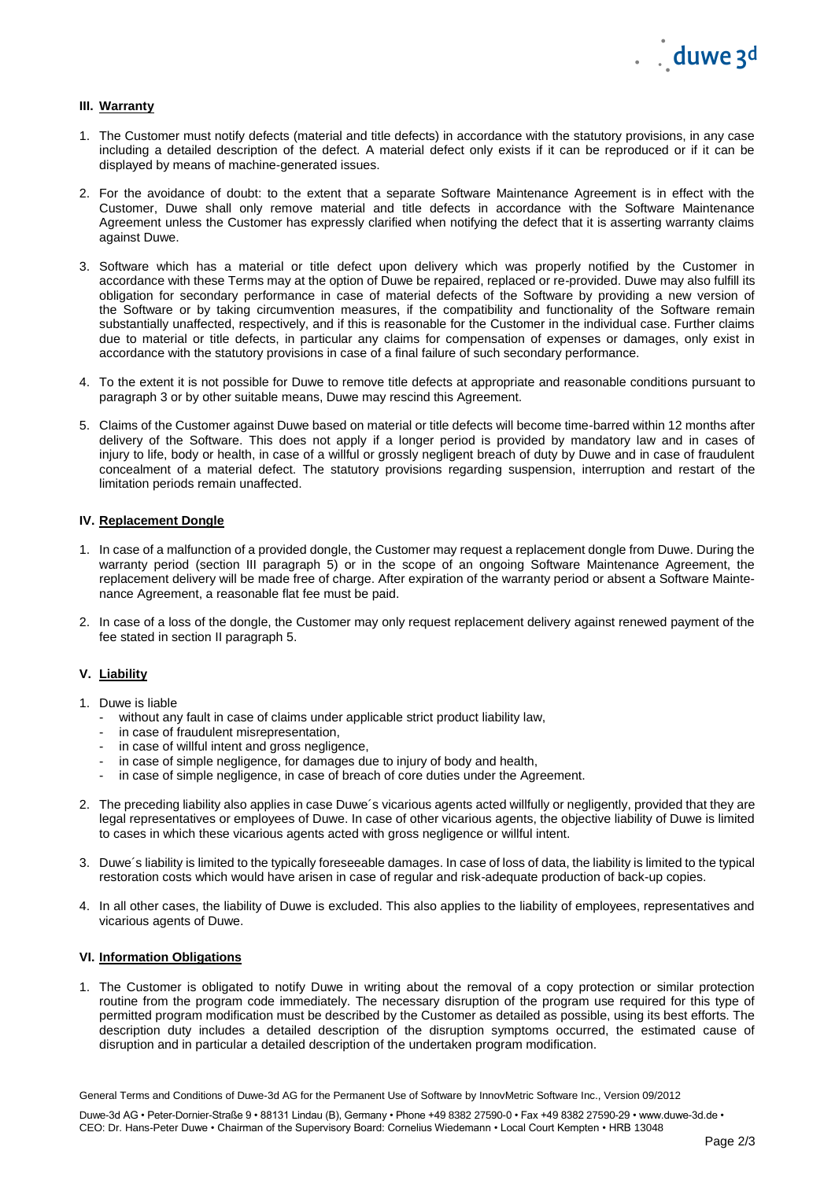## III. Warranty

1. The Customer must notify defects (material and title defects) in accordance with the statutory provisions, in any case including a detailed description of the defect. A material defect only exists if it can be reproduced or if it can be displayed by means of machine-generated issues.

2. For the avoidance of doubt: to the extent that a separate Software Maintenance Agreement is in effect with the Customer, Duwe shall only remove material and title defects in accordance with the Software Maintenance Agreement unless the Customer has expressly clarified when notifying the defect that it is asserting warranty claims against Duwe.

3. Software which has a material or title defect upon delivery which was properly notified by the Customer in accordance with these Terms may at the option of Duwe be repaired, replaced or re-provided. Duwe may also fulfill its obligation for secondary performance in case of material defects of the Software by providing a new version of the Software or by taking circumvention measures, if the compatibility and functionality of the Software remain substantially unaffected, respectively, and if this is reasonable for the Customer in the individual case. Further claims due to material or title defects, in particular any claims for compensation of expenses or damages, only exist in accordance with the statutory provisions in case of a final failure of such secondary performance.

4. To the extent it is not possible for Duwe to remove title defects at appropriate and reasonable conditions pursuant to paragraph 3 or by other suitable means, Duwe may rescind this Agreement.

5. Claims of the Customer against Duwe based on material or title defects will become time-barred within 12 months after delivery of the Software. This does not apply if a longer period is provided by mandatory law and in cases of injury to life, body or health, in case of a willful or grossly negligent breach of duty by Duwe and in case of fraudulent concealment of a material defect. The statutory provisions regarding suspension, interruption and restart of the limitation periods remain unaffected.

## IV. Replacement Dongle

1. In case of a malfunction of a provided dongle, the Customer may request a replacement dongle from Duwe. During the warranty period (section III paragraph 5) or in the scope of an ongoing Software Maintenance Agreement, the replacement delivery will be made free of charge. After expiration of the warranty period or absent a Software Maintenance Agreement, a reasonable flat fee must be paid.

2. In case of a loss of the dongle, the Customer may only request replacement delivery against renewed payment of the fee stated in section II paragraph 5.

## V. Liability

1. Duwe is liable
   - without any fault in case of claims under applicable strict product liability law,
   - in case of fraudulent misrepresentation,
   - in case of willful intent and gross negligence,
   - in case of simple negligence, for damages due to injury of body and health,
   - in case of simple negligence, in case of breach of core duties under the Agreement.

2. The preceding liability also applies in case Duwe´s vicarious agents acted willfully or negligently, provided that they are legal representatives or employees of Duwe. In case of other vicarious agents, the objective liability of Duwe is limited to cases in which these vicarious agents acted with gross negligence or willful intent.

3. Duwe´s liability is limited to the typically foreseeable damages. In case of loss of data, the liability is limited to the typical restoration costs which would have arisen in case of regular and risk-adequate production of back-up copies.

4. In all other cases, the liability of Duwe is excluded. This also applies to the liability of employees, representatives and vicarious agents of Duwe.

## VI. Information Obligations

1. The Customer is obligated to notify Duwe in writing about the removal of a copy protection or similar protection routine from the program code immediately. The necessary disruption of the program use required for this type of permitted program modification must be described by the Customer as detailed as possible, using its best efforts. The description duty includes a detailed description of the disruption symptoms occurred, the estimated cause of disruption and in particular a detailed description of the undertaken program modification.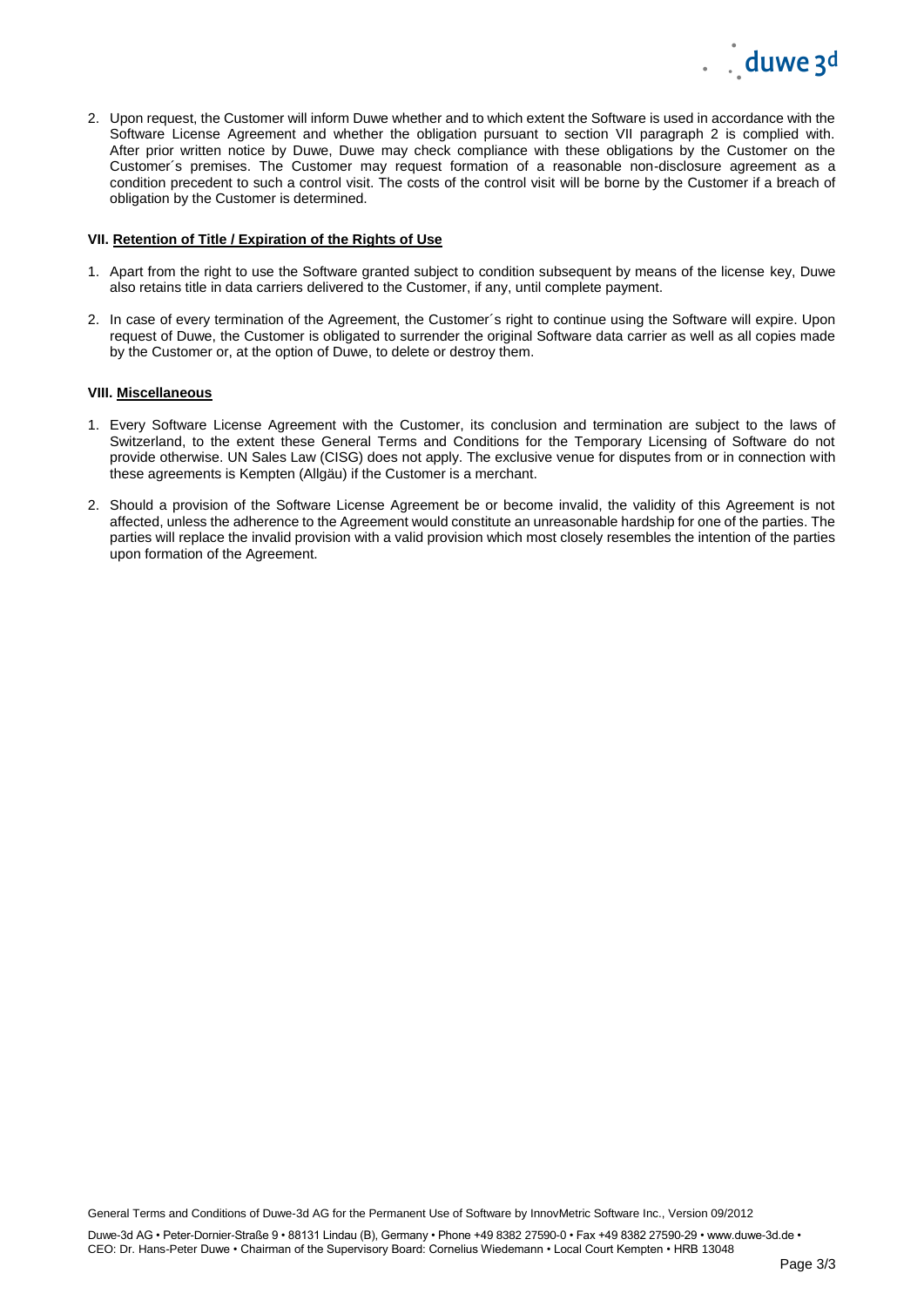2. Upon request, the Customer will inform Duwe whether and to which extent the Software is used in accordance with the Software License Agreement and whether the obligation pursuant to section VII paragraph 2 is complied with. After prior written notice by Duwe, Duwe may check compliance with these obligations by the Customer on the Customer´s premises. The Customer may request formation of a reasonable non-disclosure agreement as a condition precedent to such a control visit. The costs of the control visit will be borne by the Customer if a breach of obligation by the Customer is determined.

### VII. Retention of Title / Expiration of the Rights of Use

1. Apart from the right to use the Software granted subject to condition subsequent by means of the license key, Duwe also retains title in data carriers delivered to the Customer, if any, until complete payment.

2. In case of every termination of the Agreement, the Customer´s right to continue using the Software will expire. Upon request of Duwe, the Customer is obligated to surrender the original Software data carrier as well as all copies made by the Customer or, at the option of Duwe, to delete or destroy them.

### VIII. Miscellaneous

1. Every Software License Agreement with the Customer, its conclusion and termination are subject to the laws of Switzerland, to the extent these General Terms and Conditions for the Temporary Licensing of Software do not provide otherwise. UN Sales Law (CISG) does not apply. The exclusive venue for disputes from or in connection with these agreements is Kempten (Allgäu) if the Customer is a merchant.

2. Should a provision of the Software License Agreement be or become invalid, the validity of this Agreement is not affected, unless the adherence to the Agreement would constitute an unreasonable hardship for one of the parties. The parties will replace the invalid provision with a valid provision which most closely resembles the intention of the parties upon formation of the Agreement.